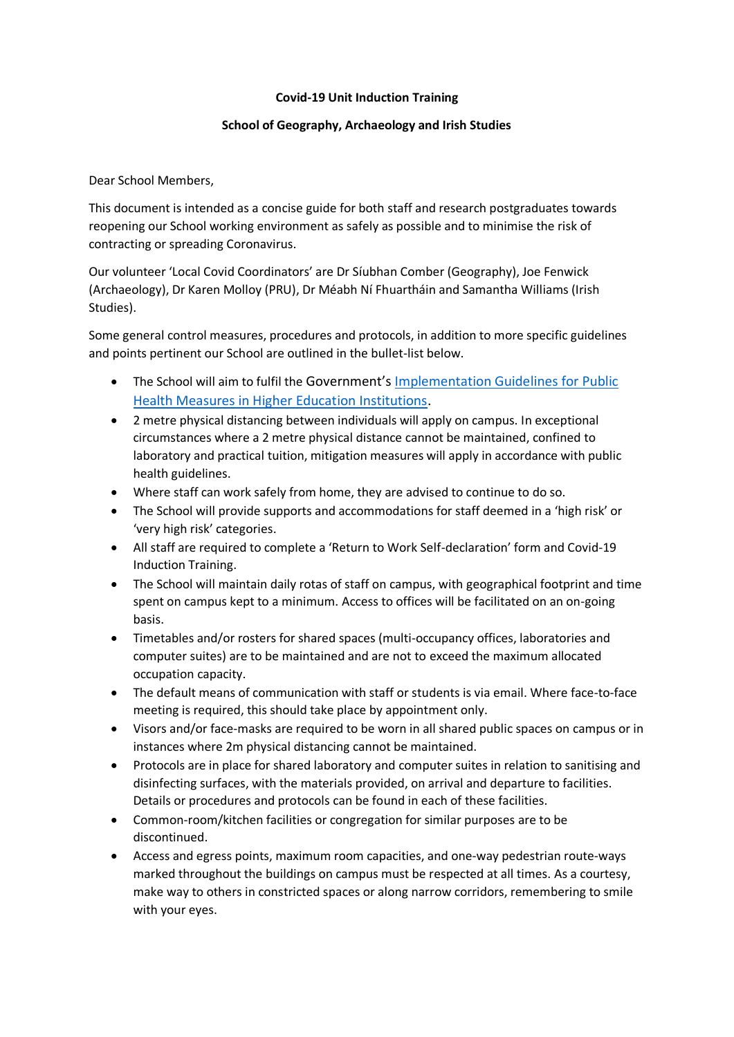**Covid-19 Unit Induction Training**

**School of Geography, Archaeology and Irish Studies**

Dear School Members,

This document is intended as a concise guide for both staff and research postgraduates towards reopening our School working environment as safely as possible and to minimise the risk of contracting or spreading Coronavirus.

Our volunteer 'Local Covid Coordinators' are Dr Síubhan Comber (Geography), Joe Fenwick (Archaeology), Dr Karen Molloy (PRU), Dr Méabh Ní Fhuartháin and Samantha Williams (Irish Studies).

Some general control measures, procedures and protocols, in addition to more specific guidelines and points pertinent our School are outlined in the bullet-list below.

- The School will aim to fulfil the Government's Implementation Guidelines for Public Health Measures in Higher Education Institutions.
- 2 metre physical distancing between individuals will apply on campus. In exceptional circumstances where a 2 metre physical distance cannot be maintained, confined to laboratory and practical tuition, mitigation measures will apply in accordance with public health guidelines.
- Where staff can work safely from home, they are advised to continue to do so.
- The School will provide supports and accommodations for staff deemed in a 'high risk' or 'very high risk' categories.
- All staff are required to complete a 'Return to Work Self-declaration' form and Covid-19 Induction Training.
- The School will maintain daily rotas of staff on campus, with geographical footprint and time spent on campus kept to a minimum. Access to offices will be facilitated on an on-going basis.
- Timetables and/or rosters for shared spaces (multi-occupancy offices, laboratories and computer suites) are to be maintained and are not to exceed the maximum allocated occupation capacity.
- The default means of communication with staff or students is via email. Where face-to-face meeting is required, this should take place by appointment only.
- Visors and/or face-masks are required to be worn in all shared public spaces on campus or in instances where 2m physical distancing cannot be maintained.
- Protocols are in place for shared laboratory and computer suites in relation to sanitising and disinfecting surfaces, with the materials provided, on arrival and departure to facilities. Details or procedures and protocols can be found in each of these facilities.
- Common-room/kitchen facilities or congregation for similar purposes are to be discontinued.
- Access and egress points, maximum room capacities, and one-way pedestrian route-ways marked throughout the buildings on campus must be respected at all times. As a courtesy, make way to others in constricted spaces or along narrow corridors, remembering to smile with your eyes.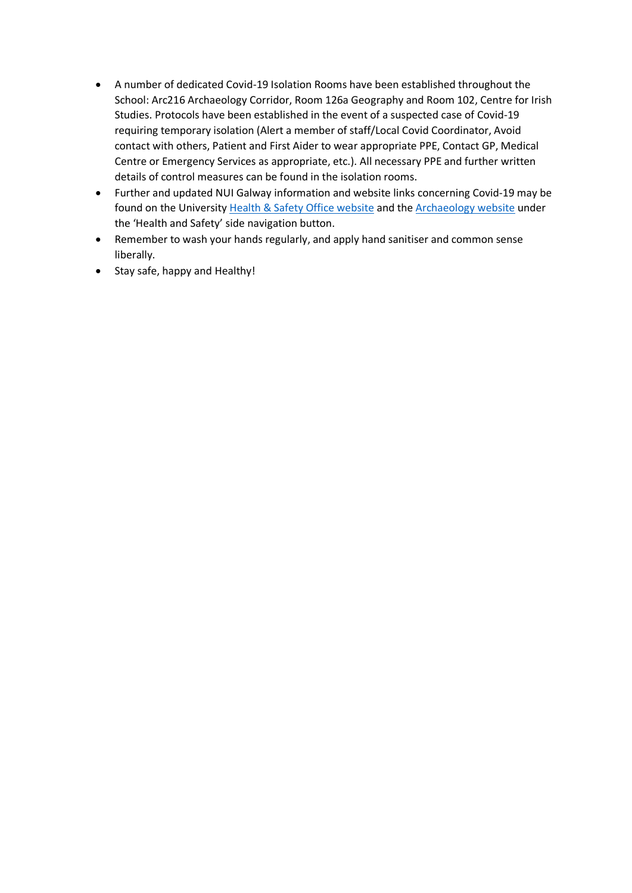- A number of dedicated Covid-19 Isolation Rooms have been established throughout the School: Arc216 Archaeology Corridor, Room 126a Geography and Room 102, Centre for Irish Studies. Protocols have been established in the event of a suspected case of Covid-19 requiring temporary isolation (Alert a member of staff/Local Covid Coordinator, Avoid contact with others, Patient and First Aider to wear appropriate PPE, Contact GP, Medical Centre or Emergency Services as appropriate, etc.). All necessary PPE and further written details of control measures can be found in the isolation rooms.
- Further and updated NUI Galway information and website links concerning Covid-19 may be found on the University Health & Safety Office website and the Archaeology website under the 'Health and Safety' side navigation button.
- Remember to wash your hands regularly, and apply hand sanitiser and common sense liberally.
- Stay safe, happy and Healthy!